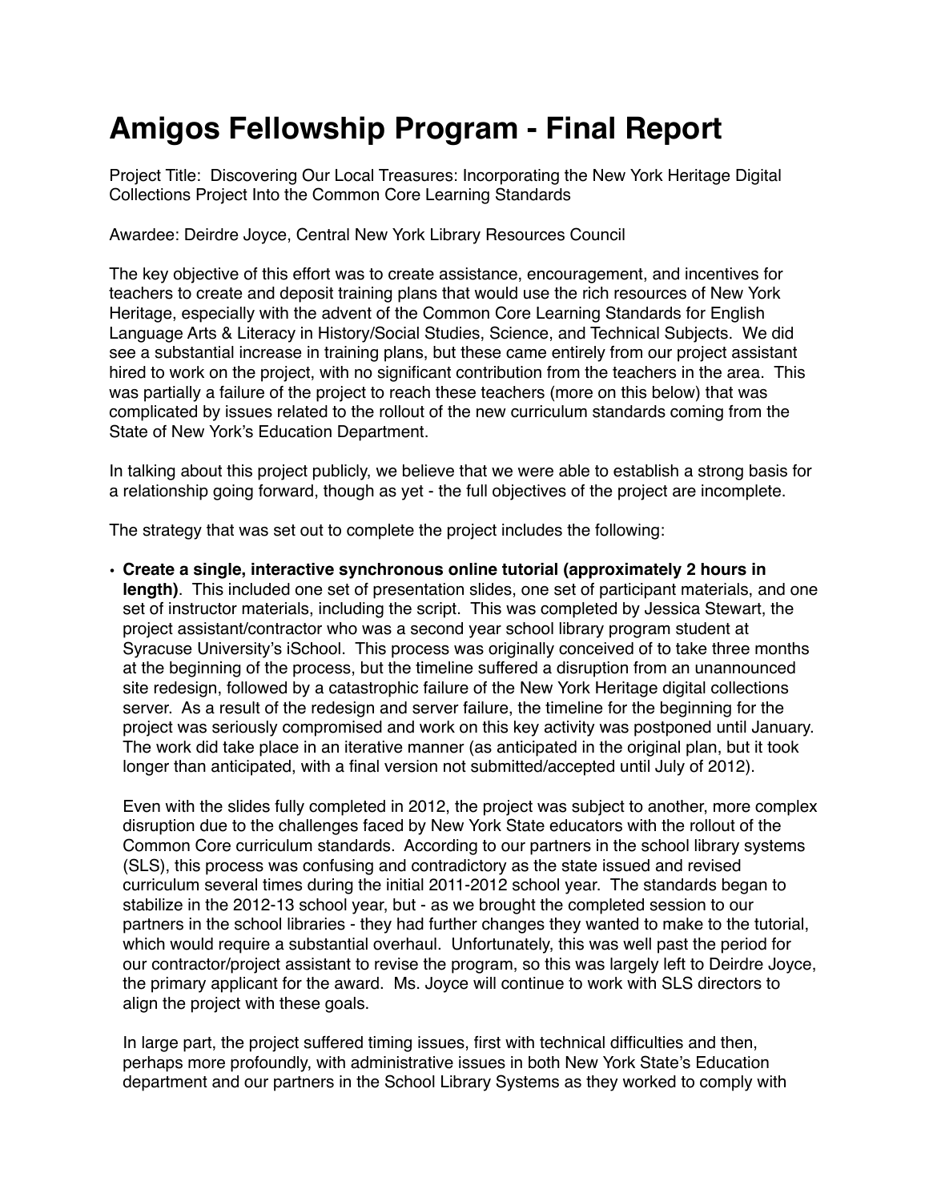# Amigos Fellowship Program - Final Report

Project Title: Discovering Our Local Treasures: Incorporating the New York Heritage Digital Collections Project Into the Common Core Learning Standards

Awardee: Deirdre Joyce, Central New York Library Resources Council

The key objective of this effort was to create assistance, encouragement, and incentives for teachers to create and deposit training plans that would use the rich resources of New York Heritage, especially with the advent of the Common Core Learning Standards for English Language Arts & Literacy in History/Social Studies, Science, and Technical Subjects. We did see a substantial increase in training plans, but these came entirely from our project assistant hired to work on the project, with no significant contribution from the teachers in the area. This was partially a failure of the project to reach these teachers (more on this below) that was complicated by issues related to the rollout of the new curriculum standards coming from the State of New York's Education Department.

In talking about this project publicly, we believe that we were able to establish a strong basis for a relationship going forward, though as yet - the full objectives of the project are incomplete.

The strategy that was set out to complete the project includes the following:

- **Create a single, interactive synchronous online tutorial (approximately 2 hours in length)**. This included one set of presentation slides, one set of participant materials, and one set of instructor materials, including the script. This was completed by Jessica Stewart, the project assistant/contractor who was a second year school library program student at Syracuse University's iSchool. This process was originally conceived of to take three months at the beginning of the process, but the timeline suffered a disruption from an unannounced site redesign, followed by a catastrophic failure of the New York Heritage digital collections server. As a result of the redesign and server failure, the timeline for the beginning for the project was seriously compromised and work on this key activity was postponed until January. The work did take place in an iterative manner (as anticipated in the original plan, but it took longer than anticipated, with a final version not submitted/accepted until July of 2012).

  Even with the slides fully completed in 2012, the project was subject to another, more complex disruption due to the challenges faced by New York State educators with the rollout of the Common Core curriculum standards. According to our partners in the school library systems (SLS), this process was confusing and contradictory as the state issued and revised curriculum several times during the initial 2011-2012 school year. The standards began to stabilize in the 2012-13 school year, but - as we brought the completed session to our partners in the school libraries - they had further changes they wanted to make to the tutorial, which would require a substantial overhaul. Unfortunately, this was well past the period for our contractor/project assistant to revise the program, so this was largely left to Deirdre Joyce, the primary applicant for the award. Ms. Joyce will continue to work with SLS directors to align the project with these goals.

  In large part, the project suffered timing issues, first with technical difficulties and then, perhaps more profoundly, with administrative issues in both New York State's Education department and our partners in the School Library Systems as they worked to comply with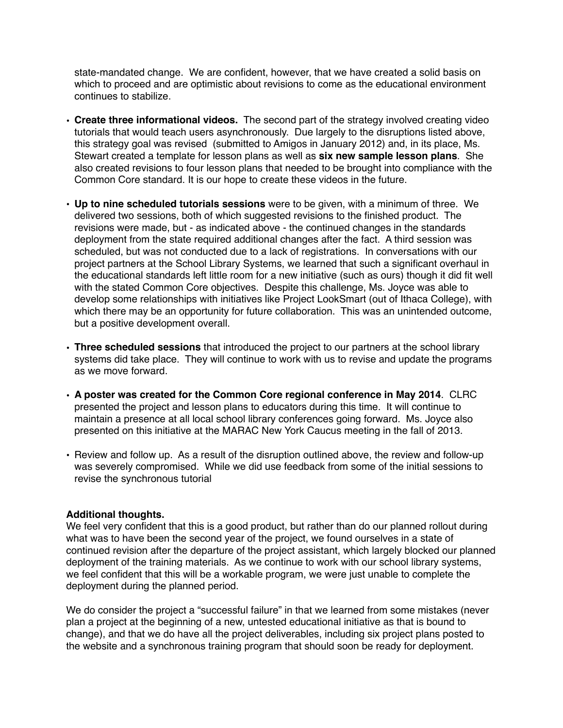state-mandated change. We are confident, however, that we have created a solid basis on which to proceed and are optimistic about revisions to come as the educational environment continues to stabilize.

- **Create three informational videos.** The second part of the strategy involved creating video tutorials that would teach users asynchronously. Due largely to the disruptions listed above, this strategy goal was revised (submitted to Amigos in January 2012) and, in its place, Ms. Stewart created a template for lesson plans as well as **six new sample lesson plans**. She also created revisions to four lesson plans that needed to be brought into compliance with the Common Core standard. It is our hope to create these videos in the future.

- **Up to nine scheduled tutorials sessions** were to be given, with a minimum of three. We delivered two sessions, both of which suggested revisions to the finished product. The revisions were made, but - as indicated above - the continued changes in the standards deployment from the state required additional changes after the fact. A third session was scheduled, but was not conducted due to a lack of registrations. In conversations with our project partners at the School Library Systems, we learned that such a significant overhaul in the educational standards left little room for a new initiative (such as ours) though it did fit well with the stated Common Core objectives. Despite this challenge, Ms. Joyce was able to develop some relationships with initiatives like Project LookSmart (out of Ithaca College), with which there may be an opportunity for future collaboration. This was an unintended outcome, but a positive development overall.

- **Three scheduled sessions** that introduced the project to our partners at the school library systems did take place. They will continue to work with us to revise and update the programs as we move forward.

- **A poster was created for the Common Core regional conference in May 2014**. CLRC presented the project and lesson plans to educators during this time. It will continue to maintain a presence at all local school library conferences going forward. Ms. Joyce also presented on this initiative at the MARAC New York Caucus meeting in the fall of 2013.

- Review and follow up. As a result of the disruption outlined above, the review and follow-up was severely compromised. While we did use feedback from some of the initial sessions to revise the synchronous tutorial

**Additional thoughts.**

We feel very confident that this is a good product, but rather than do our planned rollout during what was to have been the second year of the project, we found ourselves in a state of continued revision after the departure of the project assistant, which largely blocked our planned deployment of the training materials. As we continue to work with our school library systems, we feel confident that this will be a workable program, we were just unable to complete the deployment during the planned period.

We do consider the project a "successful failure" in that we learned from some mistakes (never plan a project at the beginning of a new, untested educational initiative as that is bound to change), and that we do have all the project deliverables, including six project plans posted to the website and a synchronous training program that should soon be ready for deployment.